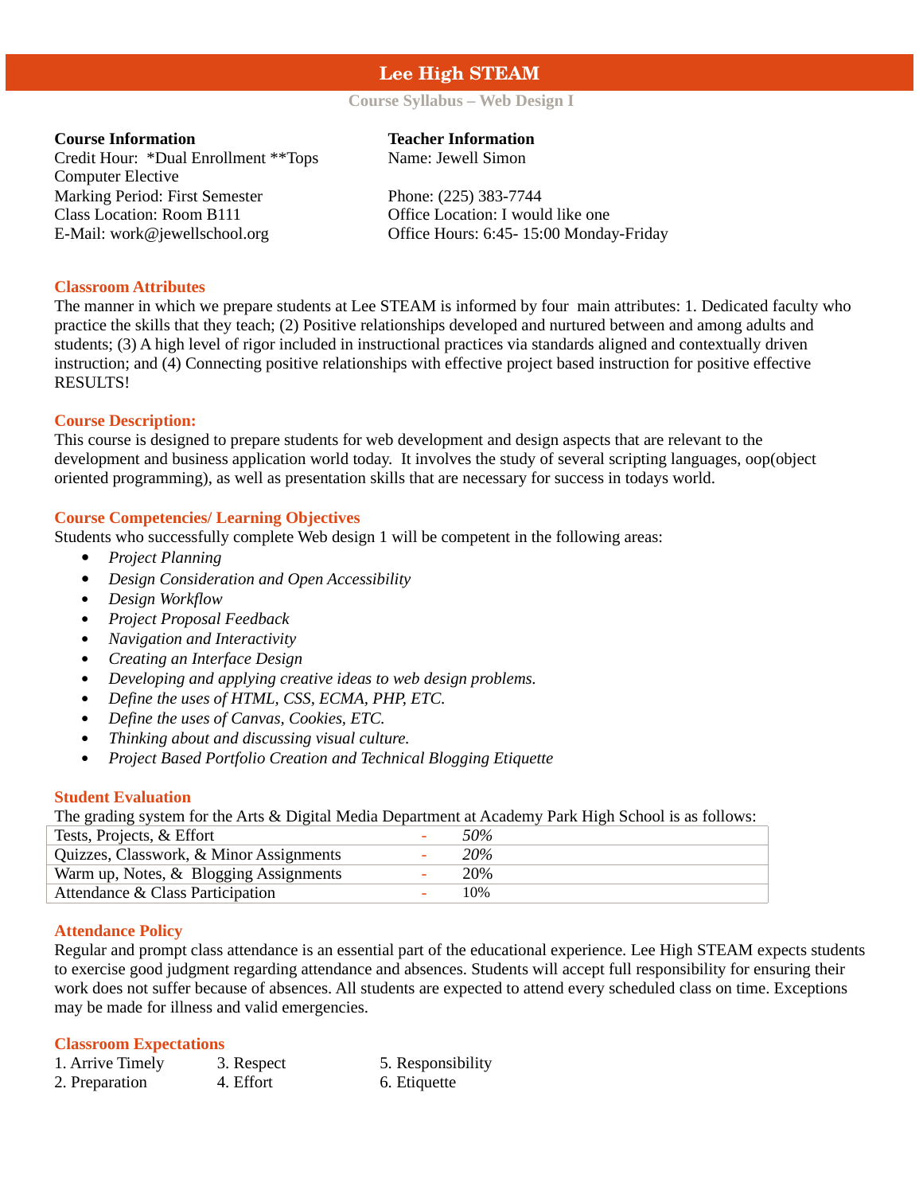# Lee High STEAM

## Course Syllabus – Web Design I

**Course Information**
Credit Hour: *Dual Enrollment **Tops Computer Elective
Marking Period: First Semester
Class Location: Room B111
E-Mail: work@jewellschool.org

**Teacher Information**
Name: Jewell Simon

Phone: (225) 383-7744
Office Location: I would like one
Office Hours: 6:45- 15:00 Monday-Friday

### Classroom Attributes

The manner in which we prepare students at Lee STEAM is informed by four main attributes: 1. Dedicated faculty who practice the skills that they teach; (2) Positive relationships developed and nurtured between and among adults and students; (3) A high level of rigor included in instructional practices via standards aligned and contextually driven instruction; and (4) Connecting positive relationships with effective project based instruction for positive effective RESULTS!

### Course Description:

This course is designed to prepare students for web development and design aspects that are relevant to the development and business application world today. It involves the study of several scripting languages, oop(object oriented programming), as well as presentation skills that are necessary for success in todays world.

### Course Competencies/ Learning Objectives

Students who successfully complete Web design 1 will be competent in the following areas:

- *Project Planning*
- *Design Consideration and Open Accessibility*
- *Design Workflow*
- *Project Proposal Feedback*
- *Navigation and Interactivity*
- *Creating an Interface Design*
- *Developing and applying creative ideas to web design problems.*
- *Define the uses of HTML, CSS, ECMA, PHP, ETC.*
- *Define the uses of Canvas, Cookies, ETC.*
- *Thinking about and discussing visual culture.*
- *Project Based Portfolio Creation and Technical Blogging Etiquette*

### Student Evaluation

The grading system for the Arts & Digital Media Department at Academy Park High School is as follows:

| Category | | Weight |
|---|---|---|
| Tests, Projects, & Effort | - | *50%* |
| Quizzes, Classwork, & Minor Assignments | - | *20%* |
| Warm up, Notes, & Blogging Assignments | - | 20% |
| Attendance & Class Participation | - | 10% |

### Attendance Policy

Regular and prompt class attendance is an essential part of the educational experience. Lee High STEAM expects students to exercise good judgment regarding attendance and absences. Students will accept full responsibility for ensuring their work does not suffer because of absences. All students are expected to attend every scheduled class on time. Exceptions may be made for illness and valid emergencies.

### Classroom Expectations

1. Arrive Timely
2. Preparation
3. Respect
4. Effort
5. Responsibility
6. Etiquette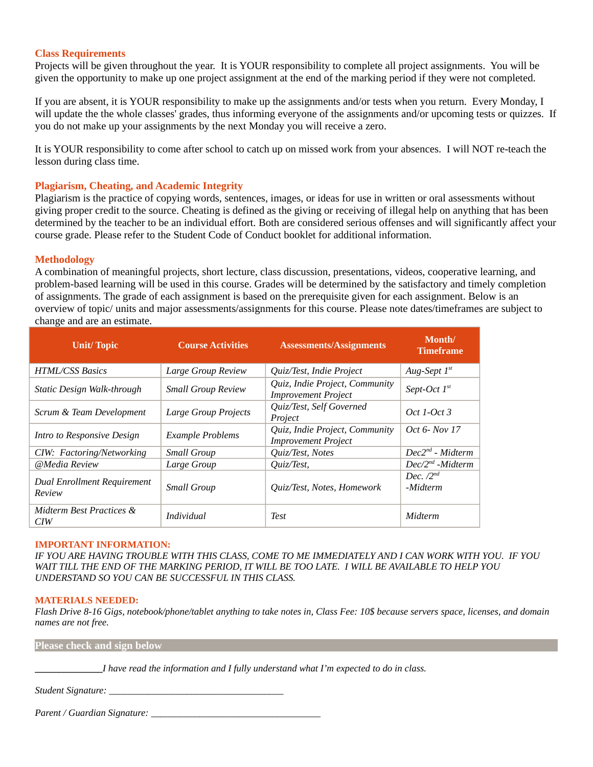## Class Requirements

Projects will be given throughout the year. It is YOUR responsibility to complete all project assignments. You will be given the opportunity to make up one project assignment at the end of the marking period if they were not completed.

If you are absent, it is YOUR responsibility to make up the assignments and/or tests when you return. Every Monday, I will update the the whole classes' grades, thus informing everyone of the assignments and/or upcoming tests or quizzes. If you do not make up your assignments by the next Monday you will receive a zero.

It is YOUR responsibility to come after school to catch up on missed work from your absences. I will NOT re-teach the lesson during class time.

## Plagiarism, Cheating, and Academic Integrity

Plagiarism is the practice of copying words, sentences, images, or ideas for use in written or oral assessments without giving proper credit to the source. Cheating is defined as the giving or receiving of illegal help on anything that has been determined by the teacher to be an individual effort. Both are considered serious offenses and will significantly affect your course grade. Please refer to the Student Code of Conduct booklet for additional information.

## Methodology

A combination of meaningful projects, short lecture, class discussion, presentations, videos, cooperative learning, and problem-based learning will be used in this course. Grades will be determined by the satisfactory and timely completion of assignments. The grade of each assignment is based on the prerequisite given for each assignment. Below is an overview of topic/ units and major assessments/assignments for this course. Please note dates/timeframes are subject to change and are an estimate.

| Unit/ Topic | Course Activities | Assessments/Assignments | Month/ Timeframe |
|---|---|---|---|
| *HTML/CSS Basics* | *Large Group Review* | *Quiz/Test, Indie Project* | *Aug-Sept 1st* |
| *Static Design Walk-through* | *Small Group Review* | *Quiz, Indie Project, Community Improvement Project* | *Sept-Oct 1st* |
| *Scrum & Team Development* | *Large Group Projects* | *Quiz/Test, Self Governed Project* | *Oct 1-Oct 3* |
| *Intro to Responsive Design* | *Example Problems* | *Quiz, Indie Project, Community Improvement Project* | *Oct 6- Nov 17* |
| *CIW: Factoring/Networking* | *Small Group* | *Quiz/Test, Notes* | *Dec2nd - Midterm* |
| *@Media Review* | *Large Group* | *Quiz/Test,* | *Dec/2nd -Midterm* |
| *Dual Enrollment Requirement Review* | *Small Group* | *Quiz/Test, Notes, Homework* | *Dec. /2nd -Midterm* |
| *Midterm Best Practices & CIW* | *Individual* | *Test* | *Midterm* |

**IMPORTANT INFORMATION:**

*IF YOU ARE HAVING TROUBLE WITH THIS CLASS, COME TO ME IMMEDIATELY AND I CAN WORK WITH YOU. IF YOU WAIT TILL THE END OF THE MARKING PERIOD, IT WILL BE TOO LATE. I WILL BE AVAILABLE TO HELP YOU UNDERSTAND SO YOU CAN BE SUCCESSFUL IN THIS CLASS.*

**MATERIALS NEEDED:**

*Flash Drive 8-16 Gigs, notebook/phone/tablet anything to take notes in, Class Fee: 10$ because servers space, licenses, and domain names are not free.*

**Please check and sign below**

_____________*I have read the information and I fully understand what I'm expected to do in class.*

*Student Signature:* ____________________________________

*Parent / Guardian Signature:* ____________________________________